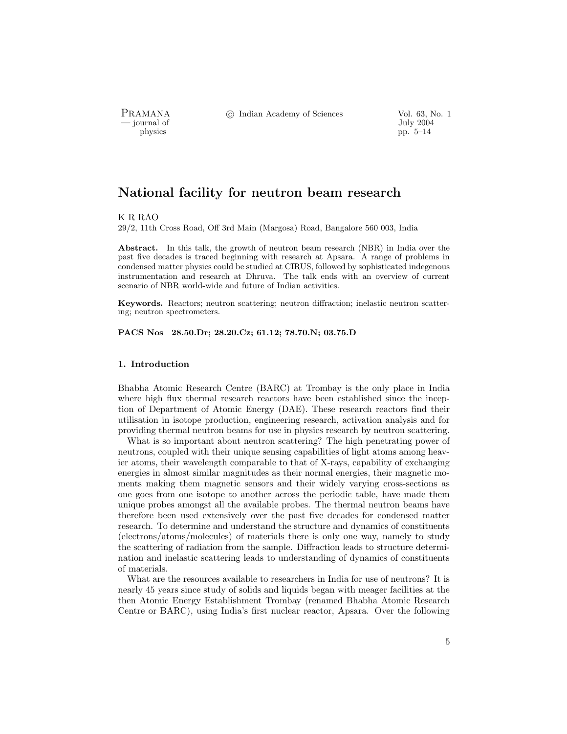# National facility for neutron beam research

K R RAO

29/2, 11th Cross Road, Off 3rd Main (Margosa) Road, Bangalore 560 003, India

**Abstract.** In this talk, the growth of neutron beam research (NBR) in India over the past five decades is traced beginning with research at Apsara. A range of problems in condensed matter physics could be studied at CIRUS, followed by sophisticated indegenous instrumentation and research at Dhruva. The talk ends with an overview of current scenario of NBR world-wide and future of Indian activities.

**Keywords.** Reactors; neutron scattering; neutron diffraction; inelastic neutron scattering; neutron spectrometers.

**PACS Nos 28.50.Dr; 28.20.Cz; 61.12; 78.70.N; 03.75.D**

## 1. Introduction

Bhabha Atomic Research Centre (BARC) at Trombay is the only place in India where high flux thermal research reactors have been established since the inception of Department of Atomic Energy (DAE). These research reactors find their utilisation in isotope production, engineering research, activation analysis and for providing thermal neutron beams for use in physics research by neutron scattering.

What is so important about neutron scattering? The high penetrating power of neutrons, coupled with their unique sensing capabilities of light atoms among heavier atoms, their wavelength comparable to that of X-rays, capability of exchanging energies in almost similar magnitudes as their normal energies, their magnetic moments making them magnetic sensors and their widely varying cross-sections as one goes from one isotope to another across the periodic table, have made them unique probes amongst all the available probes. The thermal neutron beams have therefore been used extensively over the past five decades for condensed matter research. To determine and understand the structure and dynamics of constituents (electrons/atoms/molecules) of materials there is only one way, namely to study the scattering of radiation from the sample. Diffraction leads to structure determination and inelastic scattering leads to understanding of dynamics of constituents of materials.

What are the resources available to researchers in India for use of neutrons? It is nearly 45 years since study of solids and liquids began with meager facilities at the then Atomic Energy Establishment Trombay (renamed Bhabha Atomic Research Centre or BARC), using India's first nuclear reactor, Apsara. Over the following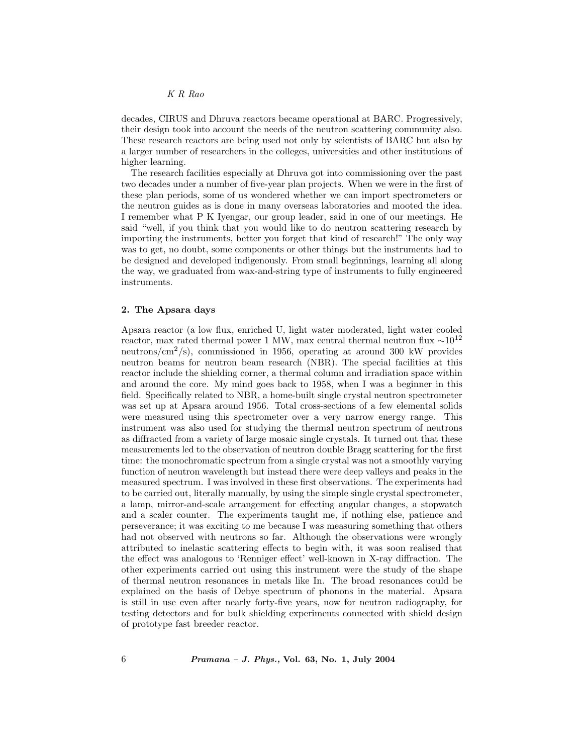decades, CIRUS and Dhruva reactors became operational at BARC. Progressively, their design took into account the needs of the neutron scattering community also. These research reactors are being used not only by scientists of BARC but also by a larger number of researchers in the colleges, universities and other institutions of higher learning.

The research facilities especially at Dhruva got into commissioning over the past two decades under a number of five-year plan projects. When we were in the first of these plan periods, some of us wondered whether we can import spectrometers or the neutron guides as is done in many overseas laboratories and mooted the idea. I remember what P K Iyengar, our group leader, said in one of our meetings. He said "well, if you think that you would like to do neutron scattering research by importing the instruments, better you forget that kind of research!" The only way was to get, no doubt, some components or other things but the instruments had to be designed and developed indigenously. From small beginnings, learning all along the way, we graduated from wax-and-string type of instruments to fully engineered instruments.

## 2. The Apsara days

Apsara reactor (a low flux, enriched U, light water moderated, light water cooled reactor, max rated thermal power 1 MW, max central thermal neutron flux $\sim 10^{12}$ neutrons/cm$^2$/s), commissioned in 1956, operating at around 300 kW provides neutron beams for neutron beam research (NBR). The special facilities at this reactor include the shielding corner, a thermal column and irradiation space within and around the core. My mind goes back to 1958, when I was a beginner in this field. Specifically related to NBR, a home-built single crystal neutron spectrometer was set up at Apsara around 1956. Total cross-sections of a few elemental solids were measured using this spectrometer over a very narrow energy range. This instrument was also used for studying the thermal neutron spectrum of neutrons as diffracted from a variety of large mosaic single crystals. It turned out that these measurements led to the observation of neutron double Bragg scattering for the first time: the monochromatic spectrum from a single crystal was not a smoothly varying function of neutron wavelength but instead there were deep valleys and peaks in the measured spectrum. I was involved in these first observations. The experiments had to be carried out, literally manually, by using the simple single crystal spectrometer, a lamp, mirror-and-scale arrangement for effecting angular changes, a stopwatch and a scaler counter. The experiments taught me, if nothing else, patience and perseverance; it was exciting to me because I was measuring something that others had not observed with neutrons so far. Although the observations were wrongly attributed to inelastic scattering effects to begin with, it was soon realised that the effect was analogous to 'Renniger effect' well-known in X-ray diffraction. The other experiments carried out using this instrument were the study of the shape of thermal neutron resonances in metals like In. The broad resonances could be explained on the basis of Debye spectrum of phonons in the material. Apsara is still in use even after nearly forty-five years, now for neutron radiography, for testing detectors and for bulk shielding experiments connected with shield design of prototype fast breeder reactor.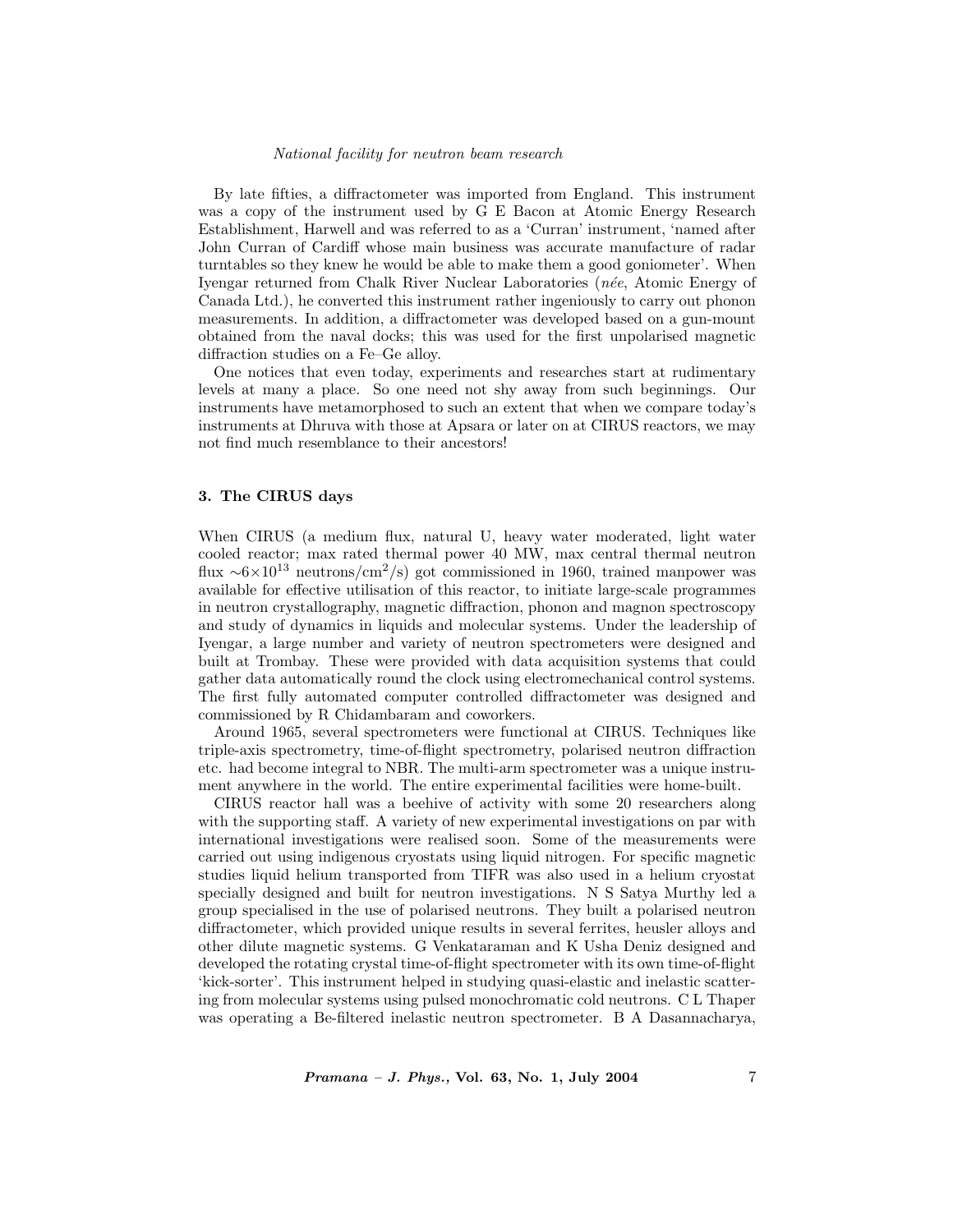By late fifties, a diffractometer was imported from England. This instrument was a copy of the instrument used by G E Bacon at Atomic Energy Research Establishment, Harwell and was referred to as a 'Curran' instrument, 'named after John Curran of Cardiff whose main business was accurate manufacture of radar turntables so they knew he would be able to make them a good goniometer'. When Iyengar returned from Chalk River Nuclear Laboratories (*née*, Atomic Energy of Canada Ltd.), he converted this instrument rather ingeniously to carry out phonon measurements. In addition, a diffractometer was developed based on a gun-mount obtained from the naval docks; this was used for the first unpolarised magnetic diffraction studies on a Fe–Ge alloy.

One notices that even today, experiments and researches start at rudimentary levels at many a place. So one need not shy away from such beginnings. Our instruments have metamorphosed to such an extent that when we compare today's instruments at Dhruva with those at Apsara or later on at CIRUS reactors, we may not find much resemblance to their ancestors!

## 3. The CIRUS days

When CIRUS (a medium flux, natural U, heavy water moderated, light water cooled reactor; max rated thermal power 40 MW, max central thermal neutron flux $\sim 6\times10^{13}$ neutrons/cm$^2$/s) got commissioned in 1960, trained manpower was available for effective utilisation of this reactor, to initiate large-scale programmes in neutron crystallography, magnetic diffraction, phonon and magnon spectroscopy and study of dynamics in liquids and molecular systems. Under the leadership of Iyengar, a large number and variety of neutron spectrometers were designed and built at Trombay. These were provided with data acquisition systems that could gather data automatically round the clock using electromechanical control systems. The first fully automated computer controlled diffractometer was designed and commissioned by R Chidambaram and coworkers.

Around 1965, several spectrometers were functional at CIRUS. Techniques like triple-axis spectrometry, time-of-flight spectrometry, polarised neutron diffraction etc. had become integral to NBR. The multi-arm spectrometer was a unique instrument anywhere in the world. The entire experimental facilities were home-built.

CIRUS reactor hall was a beehive of activity with some 20 researchers along with the supporting staff. A variety of new experimental investigations on par with international investigations were realised soon. Some of the measurements were carried out using indigenous cryostats using liquid nitrogen. For specific magnetic studies liquid helium transported from TIFR was also used in a helium cryostat specially designed and built for neutron investigations. N S Satya Murthy led a group specialised in the use of polarised neutrons. They built a polarised neutron diffractometer, which provided unique results in several ferrites, heusler alloys and other dilute magnetic systems. G Venkataraman and K Usha Deniz designed and developed the rotating crystal time-of-flight spectrometer with its own time-of-flight 'kick-sorter'. This instrument helped in studying quasi-elastic and inelastic scattering from molecular systems using pulsed monochromatic cold neutrons. C L Thaper was operating a Be-filtered inelastic neutron spectrometer. B A Dasannacharya,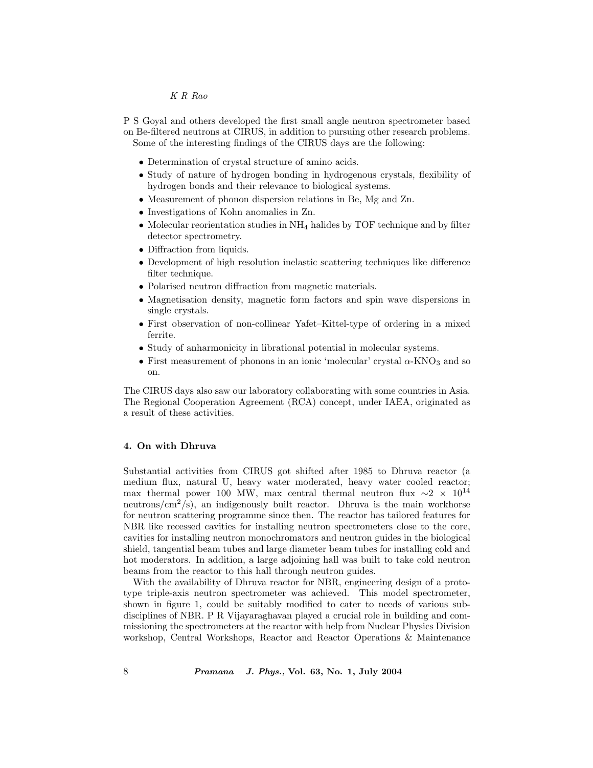P S Goyal and others developed the first small angle neutron spectrometer based on Be-filtered neutrons at CIRUS, in addition to pursuing other research problems.

Some of the interesting findings of the CIRUS days are the following:

- Determination of crystal structure of amino acids.
- Study of nature of hydrogen bonding in hydrogenous crystals, flexibility of hydrogen bonds and their relevance to biological systems.
- Measurement of phonon dispersion relations in Be, Mg and Zn.
- Investigations of Kohn anomalies in Zn.
- Molecular reorientation studies in $NH_4$ halides by TOF technique and by filter detector spectrometry.
- Diffraction from liquids.
- Development of high resolution inelastic scattering techniques like difference filter technique.
- Polarised neutron diffraction from magnetic materials.
- Magnetisation density, magnetic form factors and spin wave dispersions in single crystals.
- First observation of non-collinear Yafet–Kittel-type of ordering in a mixed ferrite.
- Study of anharmonicity in librational potential in molecular systems.
- First measurement of phonons in an ionic 'molecular' crystal $\alpha$-$KNO_3$ and so on.

The CIRUS days also saw our laboratory collaborating with some countries in Asia. The Regional Cooperation Agreement (RCA) concept, under IAEA, originated as a result of these activities.

## 4. On with Dhruva

Substantial activities from CIRUS got shifted after 1985 to Dhruva reactor (a medium flux, natural U, heavy water moderated, heavy water cooled reactor; max thermal power 100 MW, max central thermal neutron flux $\sim 2 \times 10^{14}$ neutrons/$cm^2$/s), an indigenously built reactor. Dhruva is the main workhorse for neutron scattering programme since then. The reactor has tailored features for NBR like recessed cavities for installing neutron spectrometers close to the core, cavities for installing neutron monochromators and neutron guides in the biological shield, tangential beam tubes and large diameter beam tubes for installing cold and hot moderators. In addition, a large adjoining hall was built to take cold neutron beams from the reactor to this hall through neutron guides.

With the availability of Dhruva reactor for NBR, engineering design of a prototype triple-axis neutron spectrometer was achieved. This model spectrometer, shown in figure 1, could be suitably modified to cater to needs of various subdisciplines of NBR. P R Vijayaraghavan played a crucial role in building and commissioning the spectrometers at the reactor with help from Nuclear Physics Division workshop, Central Workshops, Reactor and Reactor Operations & Maintenance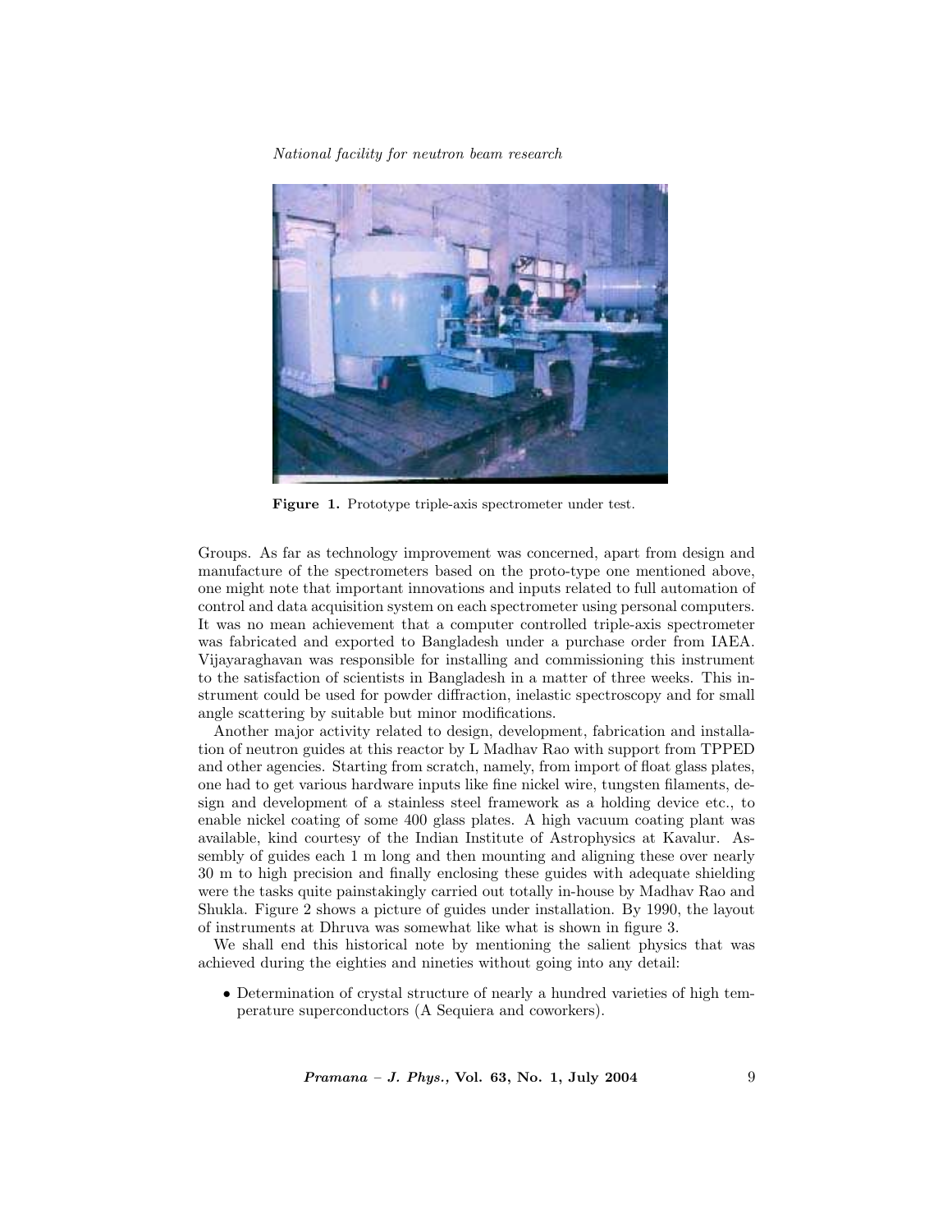Figure 1. Prototype triple-axis spectrometer under test.

Groups. As far as technology improvement was concerned, apart from design and manufacture of the spectrometers based on the proto-type one mentioned above, one might note that important innovations and inputs related to full automation of control and data acquisition system on each spectrometer using personal computers. It was no mean achievement that a computer controlled triple-axis spectrometer was fabricated and exported to Bangladesh under a purchase order from IAEA. Vijayaraghavan was responsible for installing and commissioning this instrument to the satisfaction of scientists in Bangladesh in a matter of three weeks. This instrument could be used for powder diffraction, inelastic spectroscopy and for small angle scattering by suitable but minor modifications.

Another major activity related to design, development, fabrication and installation of neutron guides at this reactor by L Madhav Rao with support from TPPED and other agencies. Starting from scratch, namely, from import of float glass plates, one had to get various hardware inputs like fine nickel wire, tungsten filaments, design and development of a stainless steel framework as a holding device etc., to enable nickel coating of some 400 glass plates. A high vacuum coating plant was available, kind courtesy of the Indian Institute of Astrophysics at Kavalur. Assembly of guides each 1 m long and then mounting and aligning these over nearly 30 m to high precision and finally enclosing these guides with adequate shielding were the tasks quite painstakingly carried out totally in-house by Madhav Rao and Shukla. Figure 2 shows a picture of guides under installation. By 1990, the layout of instruments at Dhruva was somewhat like what is shown in figure 3.

We shall end this historical note by mentioning the salient physics that was achieved during the eighties and nineties without going into any detail:

- Determination of crystal structure of nearly a hundred varieties of high temperature superconductors (A Sequiera and coworkers).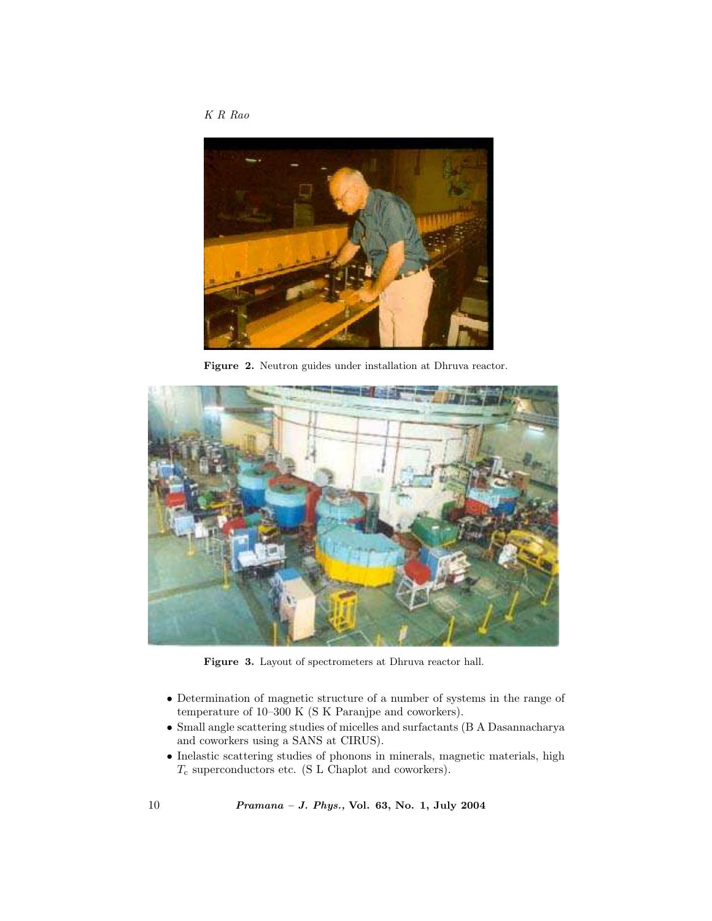**Figure 2.** Neutron guides under installation at Dhruva reactor.

**Figure 3.** Layout of spectrometers at Dhruva reactor hall.

- Determination of magnetic structure of a number of systems in the range of temperature of 10–300 K (S K Paranjpe and coworkers).
- Small angle scattering studies of micelles and surfactants (B A Dasannacharya and coworkers using a SANS at CIRUS).
- Inelastic scattering studies of phonons in minerals, magnetic materials, high $T_c$ superconductors etc. (S L Chaplot and coworkers).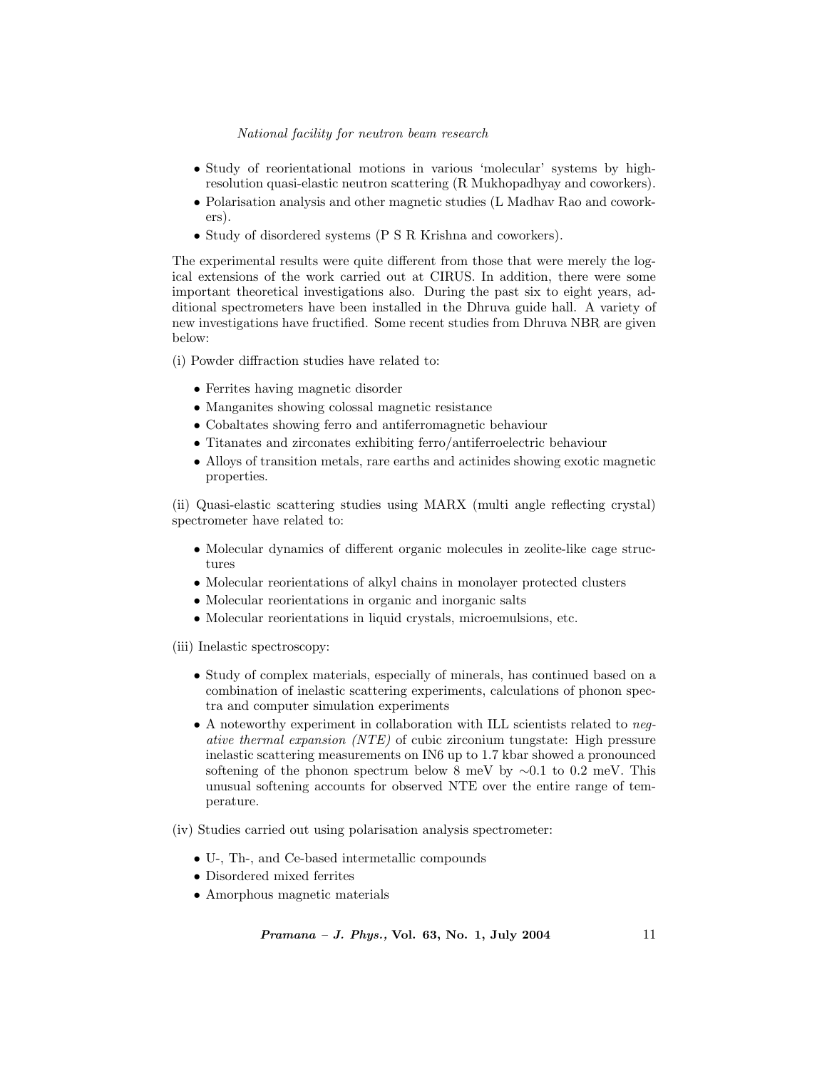- Study of reorientational motions in various 'molecular' systems by high-resolution quasi-elastic neutron scattering (R Mukhopadhyay and coworkers).
- Polarisation analysis and other magnetic studies (L Madhav Rao and coworkers).
- Study of disordered systems (P S R Krishna and coworkers).

The experimental results were quite different from those that were merely the logical extensions of the work carried out at CIRUS. In addition, there were some important theoretical investigations also. During the past six to eight years, additional spectrometers have been installed in the Dhruva guide hall. A variety of new investigations have fructified. Some recent studies from Dhruva NBR are given below:

(i) Powder diffraction studies have related to:

- Ferrites having magnetic disorder
- Manganites showing colossal magnetic resistance
- Cobaltates showing ferro and antiferromagnetic behaviour
- Titanates and zirconates exhibiting ferro/antiferroelectric behaviour
- Alloys of transition metals, rare earths and actinides showing exotic magnetic properties.

(ii) Quasi-elastic scattering studies using MARX (multi angle reflecting crystal) spectrometer have related to:

- Molecular dynamics of different organic molecules in zeolite-like cage structures
- Molecular reorientations of alkyl chains in monolayer protected clusters
- Molecular reorientations in organic and inorganic salts
- Molecular reorientations in liquid crystals, microemulsions, etc.

(iii) Inelastic spectroscopy:

- Study of complex materials, especially of minerals, has continued based on a combination of inelastic scattering experiments, calculations of phonon spectra and computer simulation experiments
- A noteworthy experiment in collaboration with ILL scientists related to *negative thermal expansion (NTE)* of cubic zirconium tungstate: High pressure inelastic scattering measurements on IN6 up to 1.7 kbar showed a pronounced softening of the phonon spectrum below 8 meV by $\sim$0.1 to 0.2 meV. This unusual softening accounts for observed NTE over the entire range of temperature.

(iv) Studies carried out using polarisation analysis spectrometer:

- U-, Th-, and Ce-based intermetallic compounds
- Disordered mixed ferrites
- Amorphous magnetic materials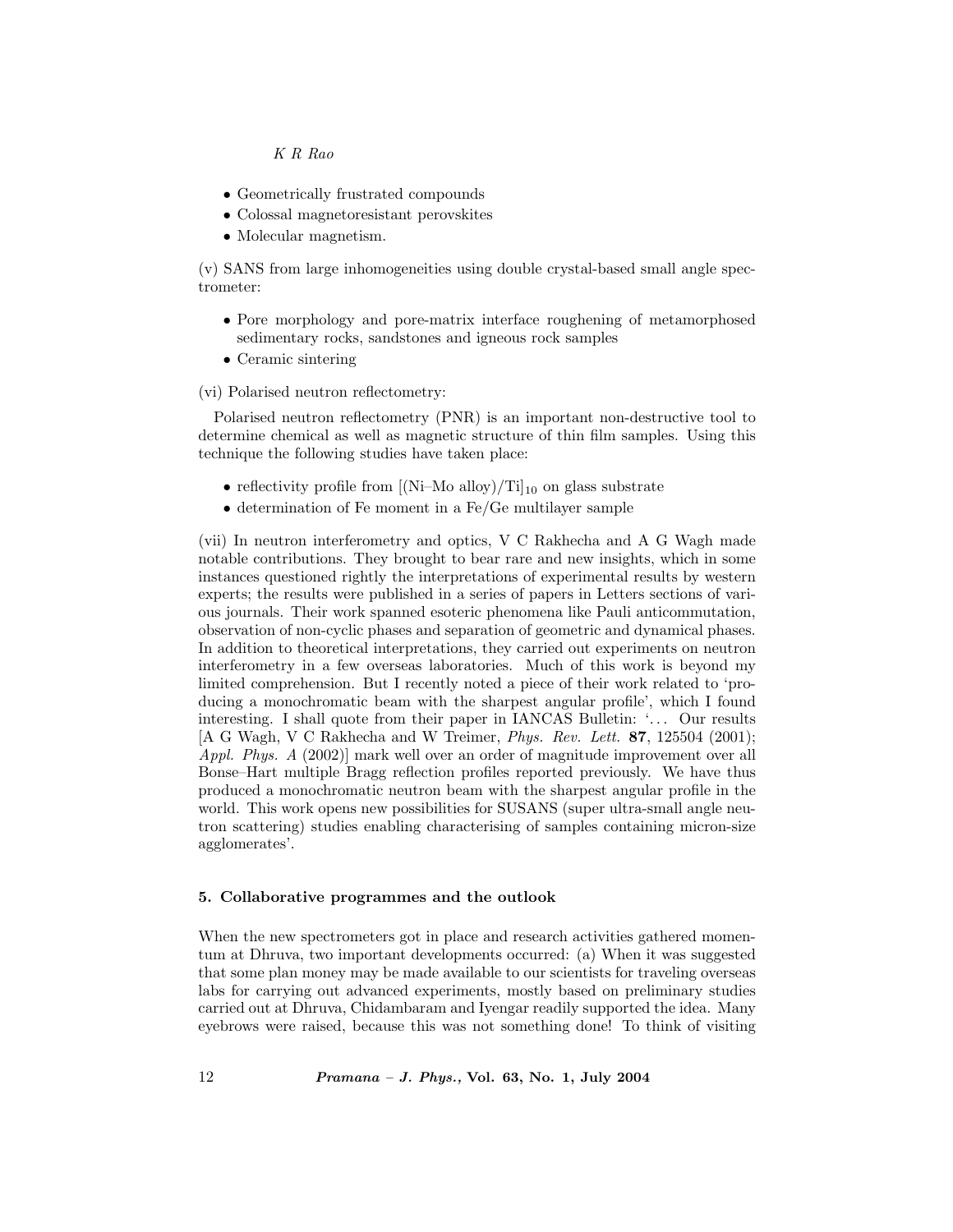- Geometrically frustrated compounds
- Colossal magnetoresistant perovskites
- Molecular magnetism.

(v) SANS from large inhomogeneities using double crystal-based small angle spectrometer:

- Pore morphology and pore-matrix interface roughening of metamorphosed sedimentary rocks, sandstones and igneous rock samples
- Ceramic sintering

(vi) Polarised neutron reflectometry:

Polarised neutron reflectometry (PNR) is an important non-destructive tool to determine chemical as well as magnetic structure of thin film samples. Using this technique the following studies have taken place:

- reflectivity profile from $[(\text{Ni–Mo alloy})/\text{Ti}]_{10}$ on glass substrate
- determination of Fe moment in a Fe/Ge multilayer sample

(vii) In neutron interferometry and optics, V C Rakhecha and A G Wagh made notable contributions. They brought to bear rare and new insights, which in some instances questioned rightly the interpretations of experimental results by western experts; the results were published in a series of papers in Letters sections of various journals. Their work spanned esoteric phenomena like Pauli anticommutation, observation of non-cyclic phases and separation of geometric and dynamical phases. In addition to theoretical interpretations, they carried out experiments on neutron interferometry in a few overseas laboratories. Much of this work is beyond my limited comprehension. But I recently noted a piece of their work related to 'producing a monochromatic beam with the sharpest angular profile', which I found interesting. I shall quote from their paper in IANCAS Bulletin: '... Our results [A G Wagh, V C Rakhecha and W Treimer, *Phys. Rev. Lett.* **87**, 125504 (2001); *Appl. Phys. A* (2002)] mark well over an order of magnitude improvement over all Bonse–Hart multiple Bragg reflection profiles reported previously. We have thus produced a monochromatic neutron beam with the sharpest angular profile in the world. This work opens new possibilities for SUSANS (super ultra-small angle neutron scattering) studies enabling characterising of samples containing micron-size agglomerates'.

## 5. Collaborative programmes and the outlook

When the new spectrometers got in place and research activities gathered momentum at Dhruva, two important developments occurred: (a) When it was suggested that some plan money may be made available to our scientists for traveling overseas labs for carrying out advanced experiments, mostly based on preliminary studies carried out at Dhruva, Chidambaram and Iyengar readily supported the idea. Many eyebrows were raised, because this was not something done! To think of visiting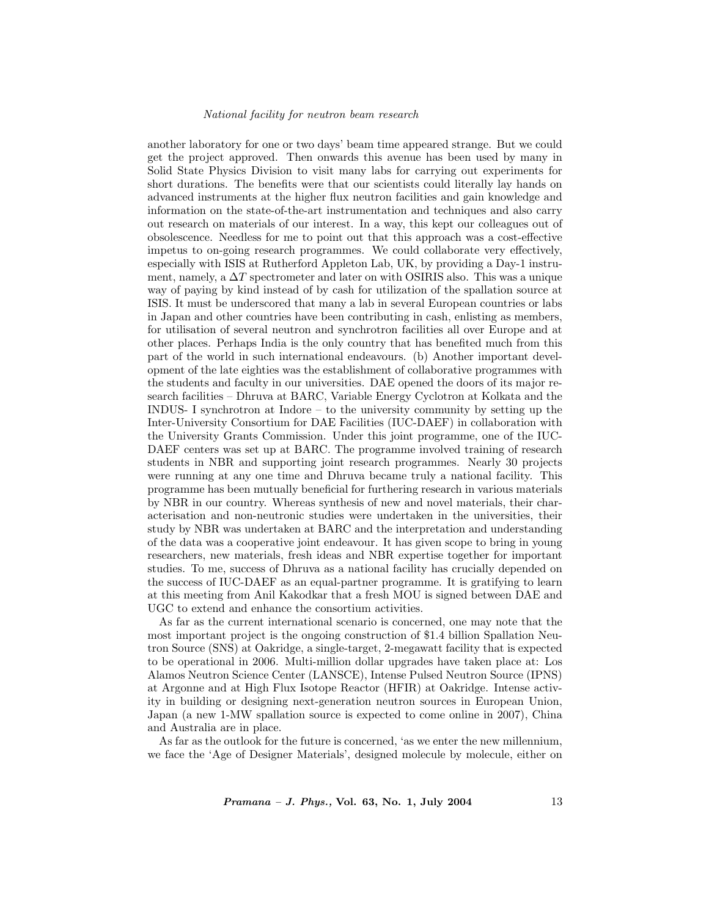another laboratory for one or two days' beam time appeared strange. But we could get the project approved. Then onwards this avenue has been used by many in Solid State Physics Division to visit many labs for carrying out experiments for short durations. The benefits were that our scientists could literally lay hands on advanced instruments at the higher flux neutron facilities and gain knowledge and information on the state-of-the-art instrumentation and techniques and also carry out research on materials of our interest. In a way, this kept our colleagues out of obsolescence. Needless for me to point out that this approach was a cost-effective impetus to on-going research programmes. We could collaborate very effectively, especially with ISIS at Rutherford Appleton Lab, UK, by providing a Day-1 instrument, namely, a $\Delta T$ spectrometer and later on with OSIRIS also. This was a unique way of paying by kind instead of by cash for utilization of the spallation source at ISIS. It must be underscored that many a lab in several European countries or labs in Japan and other countries have been contributing in cash, enlisting as members, for utilisation of several neutron and synchrotron facilities all over Europe and at other places. Perhaps India is the only country that has benefited much from this part of the world in such international endeavours. (b) Another important development of the late eighties was the establishment of collaborative programmes with the students and faculty in our universities. DAE opened the doors of its major research facilities – Dhruva at BARC, Variable Energy Cyclotron at Kolkata and the INDUS- I synchrotron at Indore – to the university community by setting up the Inter-University Consortium for DAE Facilities (IUC-DAEF) in collaboration with the University Grants Commission. Under this joint programme, one of the IUC-DAEF centers was set up at BARC. The programme involved training of research students in NBR and supporting joint research programmes. Nearly 30 projects were running at any one time and Dhruva became truly a national facility. This programme has been mutually beneficial for furthering research in various materials by NBR in our country. Whereas synthesis of new and novel materials, their characterisation and non-neutronic studies were undertaken in the universities, their study by NBR was undertaken at BARC and the interpretation and understanding of the data was a cooperative joint endeavour. It has given scope to bring in young researchers, new materials, fresh ideas and NBR expertise together for important studies. To me, success of Dhruva as a national facility has crucially depended on the success of IUC-DAEF as an equal-partner programme. It is gratifying to learn at this meeting from Anil Kakodkar that a fresh MOU is signed between DAE and UGC to extend and enhance the consortium activities.

As far as the current international scenario is concerned, one may note that the most important project is the ongoing construction of \$1.4 billion Spallation Neutron Source (SNS) at Oakridge, a single-target, 2-megawatt facility that is expected to be operational in 2006. Multi-million dollar upgrades have taken place at: Los Alamos Neutron Science Center (LANSCE), Intense Pulsed Neutron Source (IPNS) at Argonne and at High Flux Isotope Reactor (HFIR) at Oakridge. Intense activity in building or designing next-generation neutron sources in European Union, Japan (a new 1-MW spallation source is expected to come online in 2007), China and Australia are in place.

As far as the outlook for the future is concerned, 'as we enter the new millennium, we face the 'Age of Designer Materials', designed molecule by molecule, either on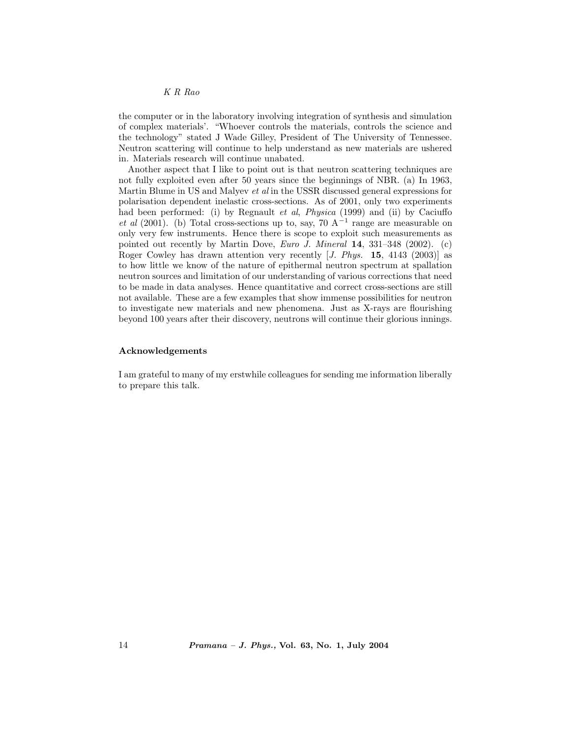the computer or in the laboratory involving integration of synthesis and simulation of complex materials'. "Whoever controls the materials, controls the science and the technology" stated J Wade Gilley, President of The University of Tennessee. Neutron scattering will continue to help understand as new materials are ushered in. Materials research will continue unabated.

Another aspect that I like to point out is that neutron scattering techniques are not fully exploited even after 50 years since the beginnings of NBR. (a) In 1963, Martin Blume in US and Malyev *et al* in the USSR discussed general expressions for polarisation dependent inelastic cross-sections. As of 2001, only two experiments had been performed: (i) by Regnault *et al*, *Physica* (1999) and (ii) by Caciuffo *et al* (2001). (b) Total cross-sections up to, say, 70 $\mathrm{A}^{-1}$ range are measurable on only very few instruments. Hence there is scope to exploit such measurements as pointed out recently by Martin Dove, *Euro J. Mineral* **14**, 331–348 (2002). (c) Roger Cowley has drawn attention very recently [*J. Phys.* **15**, 4143 (2003)] as to how little we know of the nature of epithermal neutron spectrum at spallation neutron sources and limitation of our understanding of various corrections that need to be made in data analyses. Hence quantitative and correct cross-sections are still not available. These are a few examples that show immense possibilities for neutron to investigate new materials and new phenomena. Just as X-rays are flourishing beyond 100 years after their discovery, neutrons will continue their glorious innings.

## Acknowledgements

I am grateful to many of my erstwhile colleagues for sending me information liberally to prepare this talk.